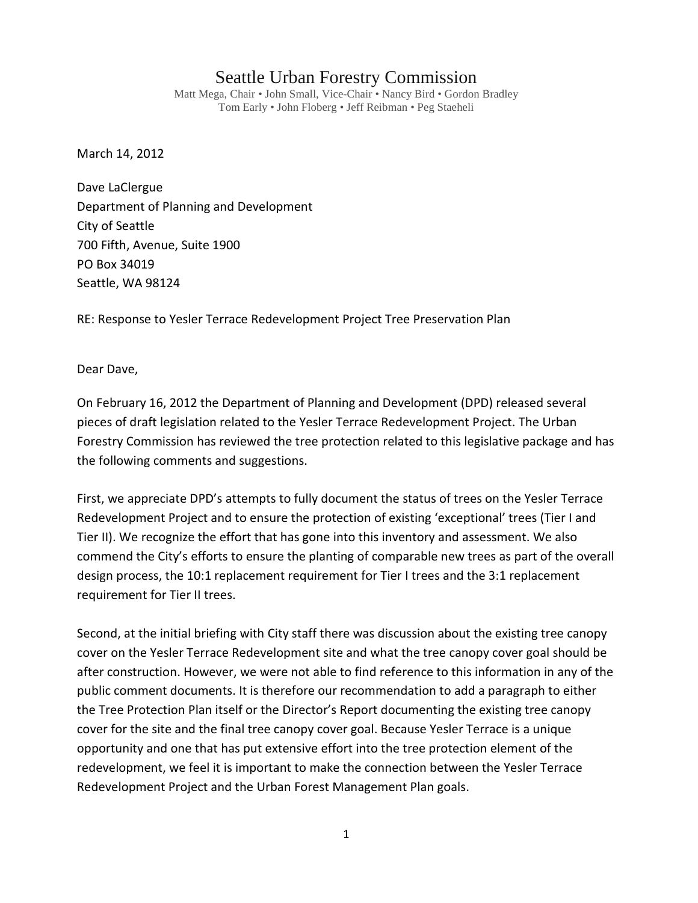# Seattle Urban Forestry Commission

Matt Mega, Chair • John Small, Vice-Chair • Nancy Bird • Gordon Bradley
Tom Early • John Floberg • Jeff Reibman • Peg Staeheli

March 14, 2012

Dave LaClergue
Department of Planning and Development
City of Seattle
700 Fifth, Avenue, Suite 1900
PO Box 34019
Seattle, WA 98124

RE: Response to Yesler Terrace Redevelopment Project Tree Preservation Plan

Dear Dave,

On February 16, 2012 the Department of Planning and Development (DPD) released several pieces of draft legislation related to the Yesler Terrace Redevelopment Project. The Urban Forestry Commission has reviewed the tree protection related to this legislative package and has the following comments and suggestions.

First, we appreciate DPD's attempts to fully document the status of trees on the Yesler Terrace Redevelopment Project and to ensure the protection of existing 'exceptional' trees (Tier I and Tier II). We recognize the effort that has gone into this inventory and assessment. We also commend the City's efforts to ensure the planting of comparable new trees as part of the overall design process, the 10:1 replacement requirement for Tier I trees and the 3:1 replacement requirement for Tier II trees.

Second, at the initial briefing with City staff there was discussion about the existing tree canopy cover on the Yesler Terrace Redevelopment site and what the tree canopy cover goal should be after construction. However, we were not able to find reference to this information in any of the public comment documents. It is therefore our recommendation to add a paragraph to either the Tree Protection Plan itself or the Director's Report documenting the existing tree canopy cover for the site and the final tree canopy cover goal. Because Yesler Terrace is a unique opportunity and one that has put extensive effort into the tree protection element of the redevelopment, we feel it is important to make the connection between the Yesler Terrace Redevelopment Project and the Urban Forest Management Plan goals.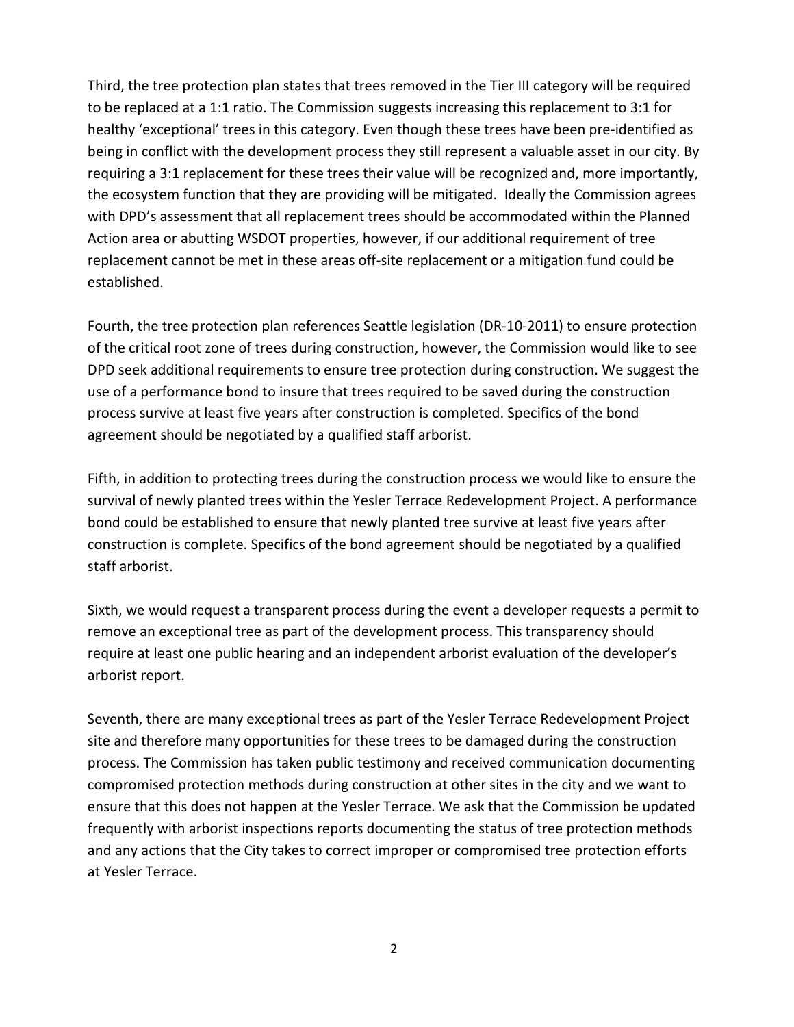Third, the tree protection plan states that trees removed in the Tier III category will be required to be replaced at a 1:1 ratio. The Commission suggests increasing this replacement to 3:1 for healthy 'exceptional' trees in this category. Even though these trees have been pre-identified as being in conflict with the development process they still represent a valuable asset in our city. By requiring a 3:1 replacement for these trees their value will be recognized and, more importantly, the ecosystem function that they are providing will be mitigated. Ideally the Commission agrees with DPD's assessment that all replacement trees should be accommodated within the Planned Action area or abutting WSDOT properties, however, if our additional requirement of tree replacement cannot be met in these areas off-site replacement or a mitigation fund could be established.

Fourth, the tree protection plan references Seattle legislation (DR-10-2011) to ensure protection of the critical root zone of trees during construction, however, the Commission would like to see DPD seek additional requirements to ensure tree protection during construction. We suggest the use of a performance bond to insure that trees required to be saved during the construction process survive at least five years after construction is completed. Specifics of the bond agreement should be negotiated by a qualified staff arborist.

Fifth, in addition to protecting trees during the construction process we would like to ensure the survival of newly planted trees within the Yesler Terrace Redevelopment Project. A performance bond could be established to ensure that newly planted tree survive at least five years after construction is complete. Specifics of the bond agreement should be negotiated by a qualified staff arborist.

Sixth, we would request a transparent process during the event a developer requests a permit to remove an exceptional tree as part of the development process. This transparency should require at least one public hearing and an independent arborist evaluation of the developer's arborist report.

Seventh, there are many exceptional trees as part of the Yesler Terrace Redevelopment Project site and therefore many opportunities for these trees to be damaged during the construction process. The Commission has taken public testimony and received communication documenting compromised protection methods during construction at other sites in the city and we want to ensure that this does not happen at the Yesler Terrace. We ask that the Commission be updated frequently with arborist inspections reports documenting the status of tree protection methods and any actions that the City takes to correct improper or compromised tree protection efforts at Yesler Terrace.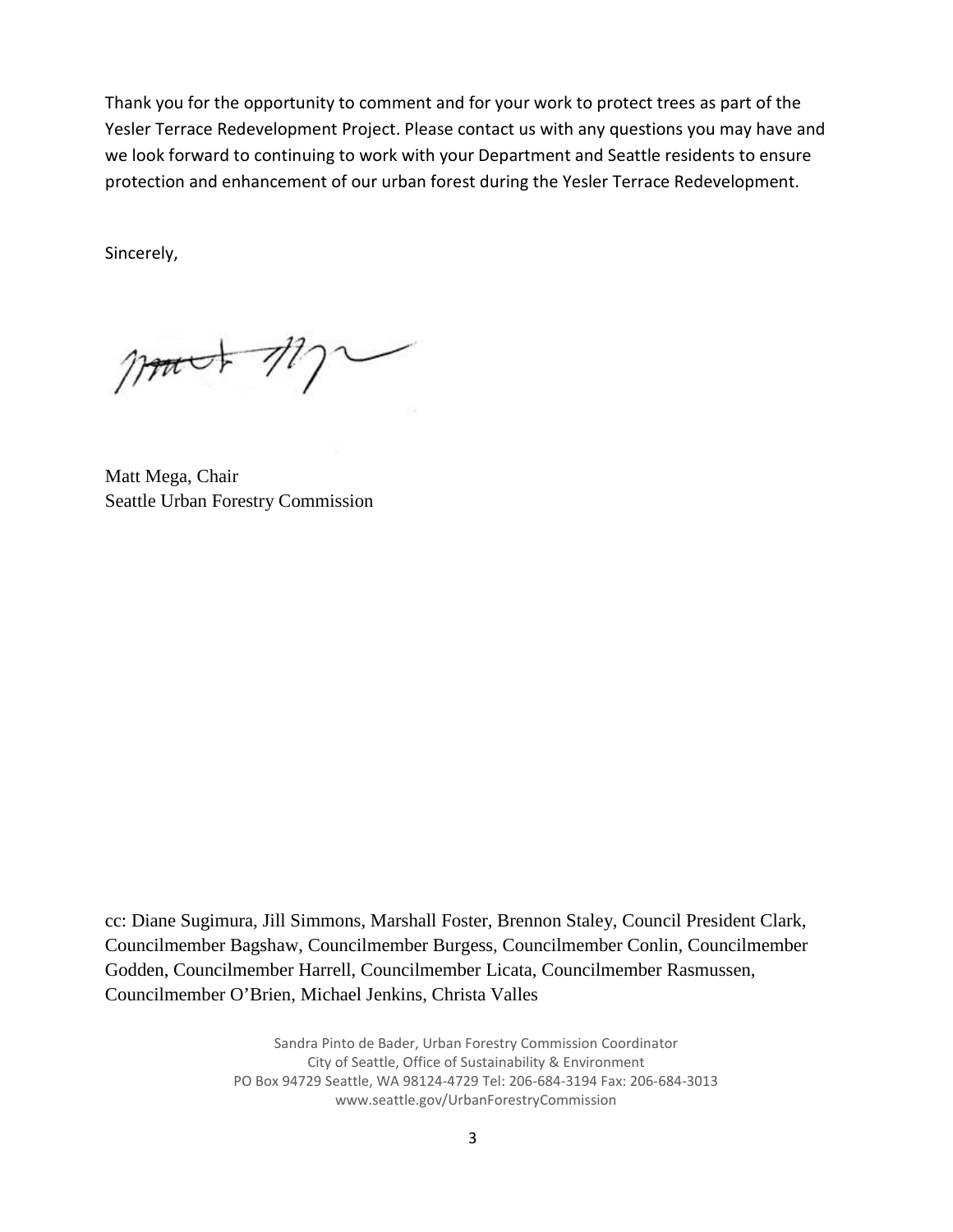Thank you for the opportunity to comment and for your work to protect trees as part of the Yesler Terrace Redevelopment Project. Please contact us with any questions you may have and we look forward to continuing to work with your Department and Seattle residents to ensure protection and enhancement of our urban forest during the Yesler Terrace Redevelopment.

Sincerely,

Matt Mega, Chair
Seattle Urban Forestry Commission

cc: Diane Sugimura, Jill Simmons, Marshall Foster, Brennon Staley, Council President Clark, Councilmember Bagshaw, Councilmember Burgess, Councilmember Conlin, Councilmember Godden, Councilmember Harrell, Councilmember Licata, Councilmember Rasmussen, Councilmember O'Brien, Michael Jenkins, Christa Valles

Sandra Pinto de Bader, Urban Forestry Commission Coordinator
City of Seattle, Office of Sustainability & Environment
PO Box 94729 Seattle, WA 98124-4729 Tel: 206-684-3194 Fax: 206-684-3013
www.seattle.gov/UrbanForestryCommission